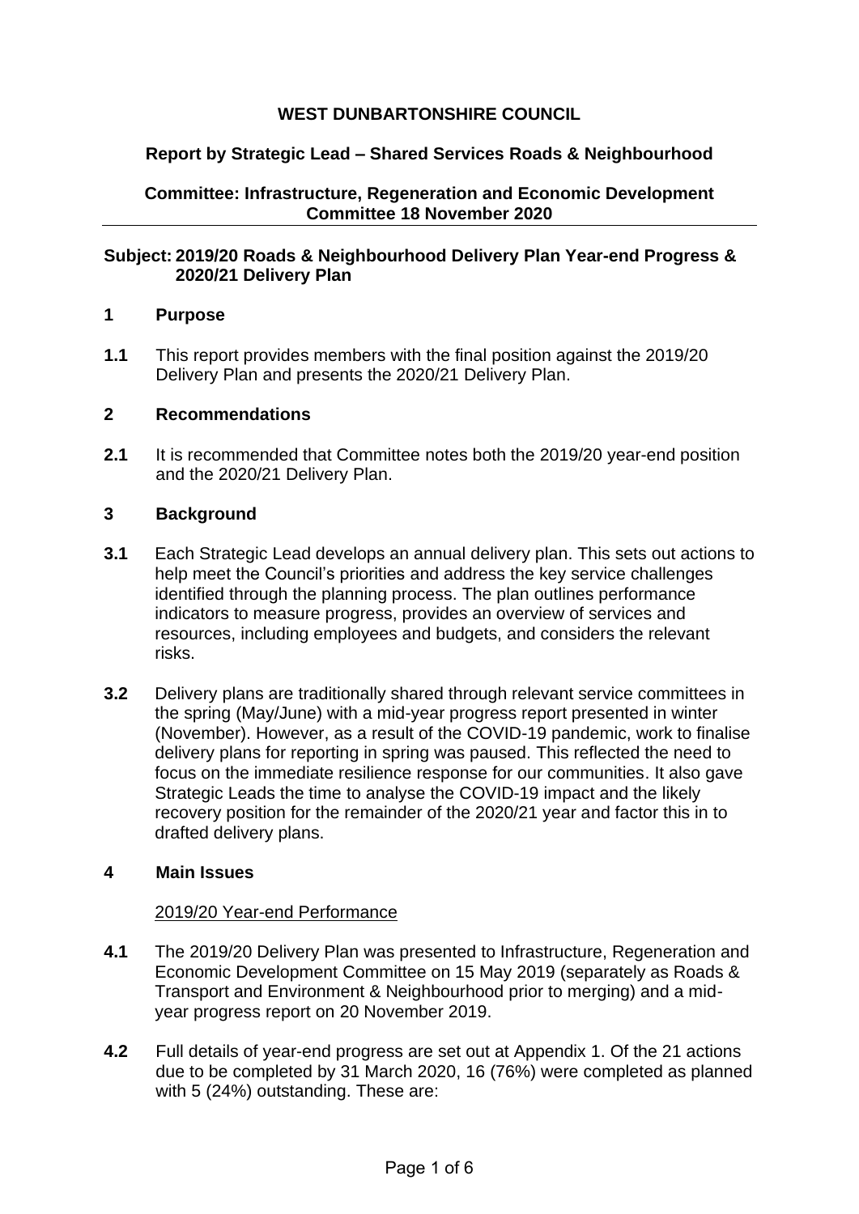**WEST DUNBARTONSHIRE COUNCIL**

**Report by Strategic Lead – Shared Services Roads & Neighbourhood**

**Committee: Infrastructure, Regeneration and Economic Development Committee 18 November 2020**

---

**Subject: 2019/20 Roads & Neighbourhood Delivery Plan Year-end Progress & 2020/21 Delivery Plan**

## 1 Purpose

**1.1** This report provides members with the final position against the 2019/20 Delivery Plan and presents the 2020/21 Delivery Plan.

## 2 Recommendations

**2.1** It is recommended that Committee notes both the 2019/20 year-end position and the 2020/21 Delivery Plan.

## 3 Background

**3.1** Each Strategic Lead develops an annual delivery plan. This sets out actions to help meet the Council's priorities and address the key service challenges identified through the planning process. The plan outlines performance indicators to measure progress, provides an overview of services and resources, including employees and budgets, and considers the relevant risks.

**3.2** Delivery plans are traditionally shared through relevant service committees in the spring (May/June) with a mid-year progress report presented in winter (November). However, as a result of the COVID-19 pandemic, work to finalise delivery plans for reporting in spring was paused. This reflected the need to focus on the immediate resilience response for our communities. It also gave Strategic Leads the time to analyse the COVID-19 impact and the likely recovery position for the remainder of the 2020/21 year and factor this in to drafted delivery plans.

## 4 Main Issues

2019/20 Year-end Performance

**4.1** The 2019/20 Delivery Plan was presented to Infrastructure, Regeneration and Economic Development Committee on 15 May 2019 (separately as Roads & Transport and Environment & Neighbourhood prior to merging) and a mid-year progress report on 20 November 2019.

**4.2** Full details of year-end progress are set out at Appendix 1. Of the 21 actions due to be completed by 31 March 2020, 16 (76%) were completed as planned with 5 (24%) outstanding. These are: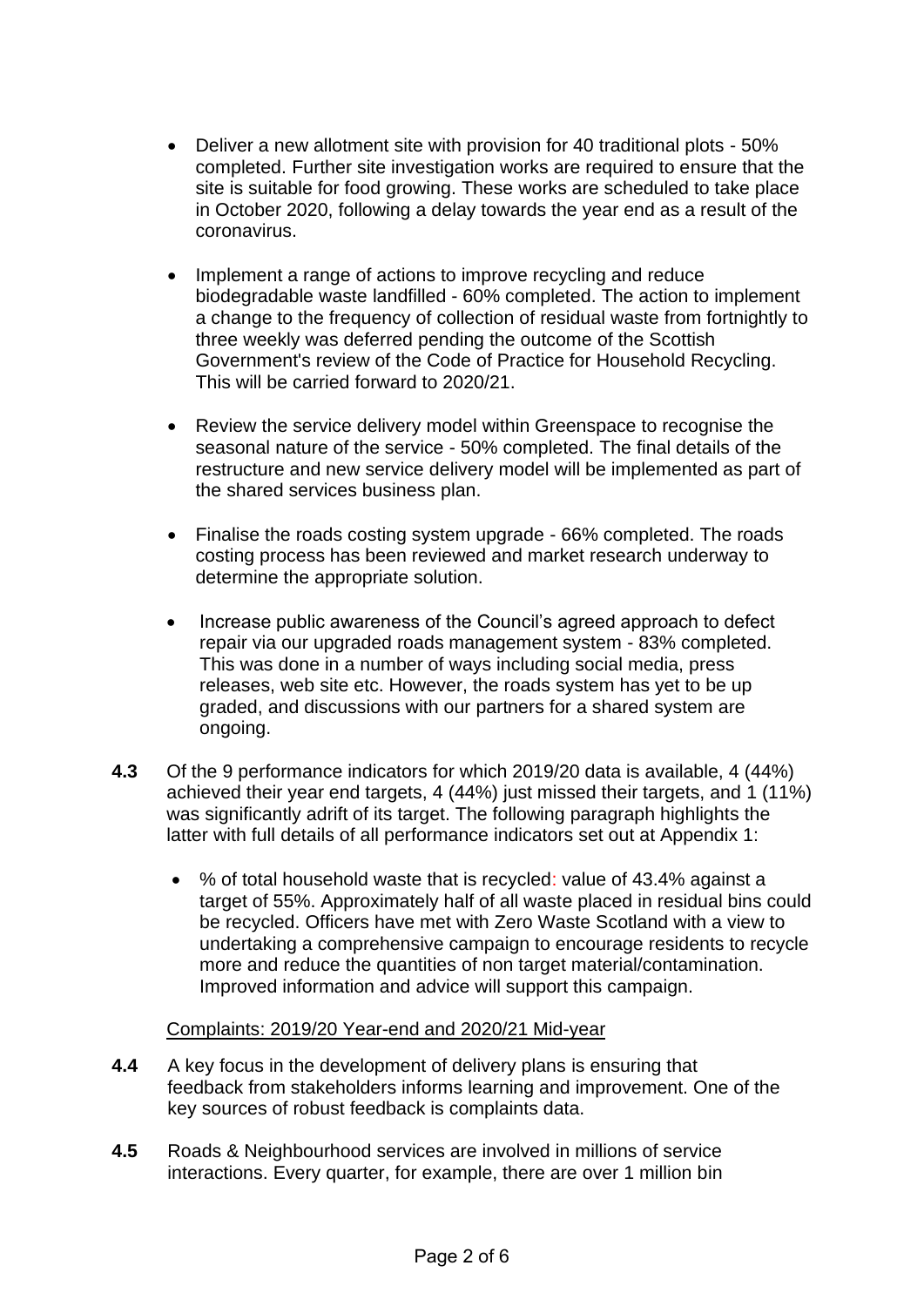- Deliver a new allotment site with provision for 40 traditional plots - 50% completed. Further site investigation works are required to ensure that the site is suitable for food growing. These works are scheduled to take place in October 2020, following a delay towards the year end as a result of the coronavirus.

- Implement a range of actions to improve recycling and reduce biodegradable waste landfilled - 60% completed. The action to implement a change to the frequency of collection of residual waste from fortnightly to three weekly was deferred pending the outcome of the Scottish Government's review of the Code of Practice for Household Recycling. This will be carried forward to 2020/21.

- Review the service delivery model within Greenspace to recognise the seasonal nature of the service - 50% completed. The final details of the restructure and new service delivery model will be implemented as part of the shared services business plan.

- Finalise the roads costing system upgrade - 66% completed. The roads costing process has been reviewed and market research underway to determine the appropriate solution.

- Increase public awareness of the Council's agreed approach to defect repair via our upgraded roads management system - 83% completed. This was done in a number of ways including social media, press releases, web site etc. However, the roads system has yet to be up graded, and discussions with our partners for a shared system are ongoing.

**4.3** Of the 9 performance indicators for which 2019/20 data is available, 4 (44%) achieved their year end targets, 4 (44%) just missed their targets, and 1 (11%) was significantly adrift of its target. The following paragraph highlights the latter with full details of all performance indicators set out at Appendix 1:

- % of total household waste that is recycled: value of 43.4% against a target of 55%. Approximately half of all waste placed in residual bins could be recycled. Officers have met with Zero Waste Scotland with a view to undertaking a comprehensive campaign to encourage residents to recycle more and reduce the quantities of non target material/contamination. Improved information and advice will support this campaign.

Complaints: 2019/20 Year-end and 2020/21 Mid-year

**4.4** A key focus in the development of delivery plans is ensuring that feedback from stakeholders informs learning and improvement. One of the key sources of robust feedback is complaints data.

**4.5** Roads & Neighbourhood services are involved in millions of service interactions. Every quarter, for example, there are over 1 million bin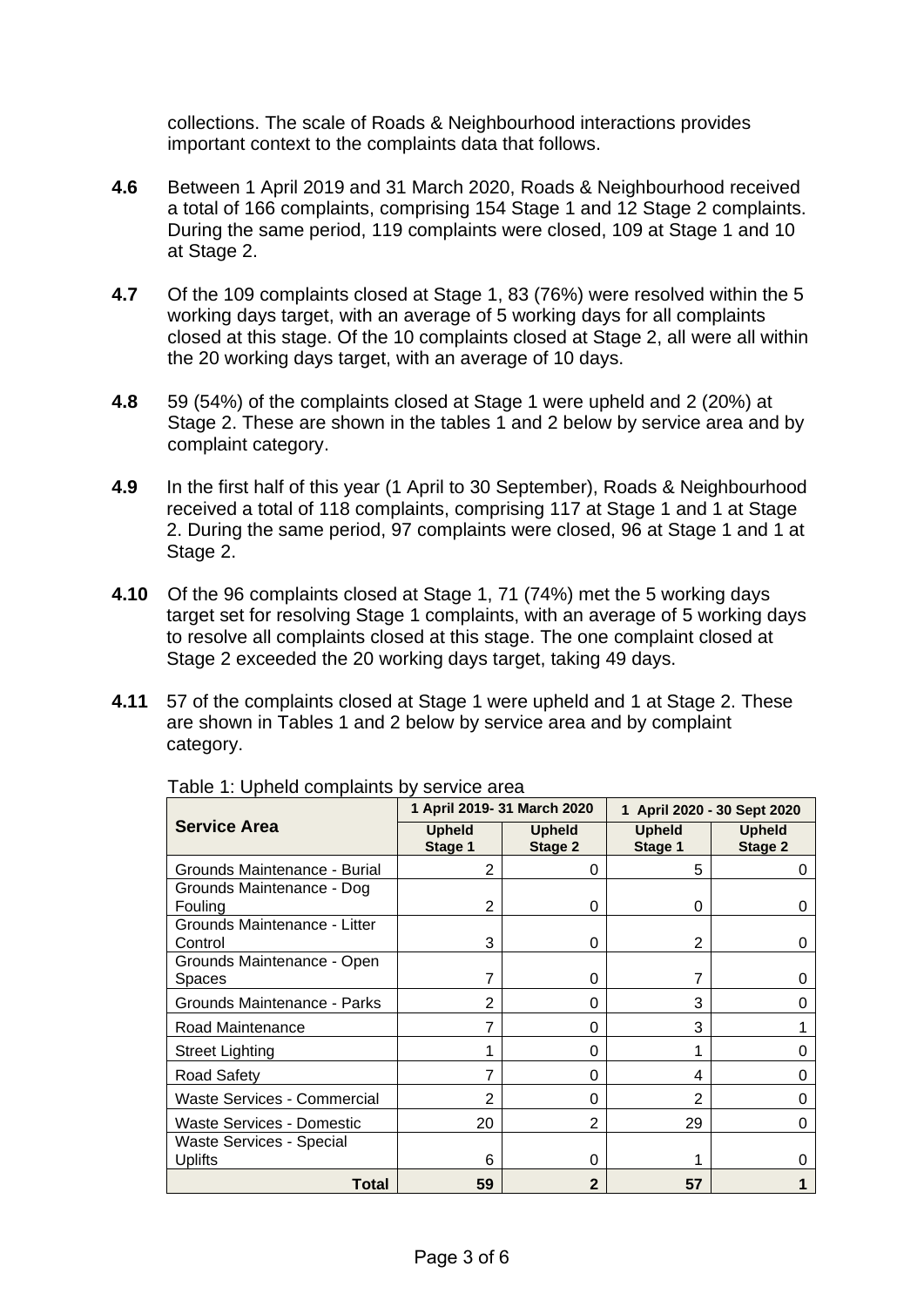collections. The scale of Roads & Neighbourhood interactions provides important context to the complaints data that follows.

**4.6** Between 1 April 2019 and 31 March 2020, Roads & Neighbourhood received a total of 166 complaints, comprising 154 Stage 1 and 12 Stage 2 complaints. During the same period, 119 complaints were closed, 109 at Stage 1 and 10 at Stage 2.

**4.7** Of the 109 complaints closed at Stage 1, 83 (76%) were resolved within the 5 working days target, with an average of 5 working days for all complaints closed at this stage. Of the 10 complaints closed at Stage 2, all were all within the 20 working days target, with an average of 10 days.

**4.8** 59 (54%) of the complaints closed at Stage 1 were upheld and 2 (20%) at Stage 2. These are shown in the tables 1 and 2 below by service area and by complaint category.

**4.9** In the first half of this year (1 April to 30 September), Roads & Neighbourhood received a total of 118 complaints, comprising 117 at Stage 1 and 1 at Stage 2. During the same period, 97 complaints were closed, 96 at Stage 1 and 1 at Stage 2.

**4.10** Of the 96 complaints closed at Stage 1, 71 (74%) met the 5 working days target set for resolving Stage 1 complaints, with an average of 5 working days to resolve all complaints closed at this stage. The one complaint closed at Stage 2 exceeded the 20 working days target, taking 49 days.

**4.11** 57 of the complaints closed at Stage 1 were upheld and 1 at Stage 2. These are shown in Tables 1 and 2 below by service area and by complaint category.

Table 1: Upheld complaints by service area

| Service Area | 1 April 2019- 31 March 2020 | | 1 April 2020 - 30 Sept 2020 | |
|---|---|---|---|---|
| | Upheld Stage 1 | Upheld Stage 2 | Upheld Stage 1 | Upheld Stage 2 |
| Grounds Maintenance - Burial | 2 | 0 | 5 | 0 |
| Grounds Maintenance - Dog Fouling | 2 | 0 | 0 | 0 |
| Grounds Maintenance - Litter Control | 3 | 0 | 2 | 0 |
| Grounds Maintenance - Open Spaces | 7 | 0 | 7 | 0 |
| Grounds Maintenance - Parks | 2 | 0 | 3 | 0 |
| Road Maintenance | 7 | 0 | 3 | 1 |
| Street Lighting | 1 | 0 | 1 | 0 |
| Road Safety | 7 | 0 | 4 | 0 |
| Waste Services - Commercial | 2 | 0 | 2 | 0 |
| Waste Services - Domestic | 20 | 2 | 29 | 0 |
| Waste Services - Special Uplifts | 6 | 0 | 1 | 0 |
| **Total** | **59** | **2** | **57** | **1** |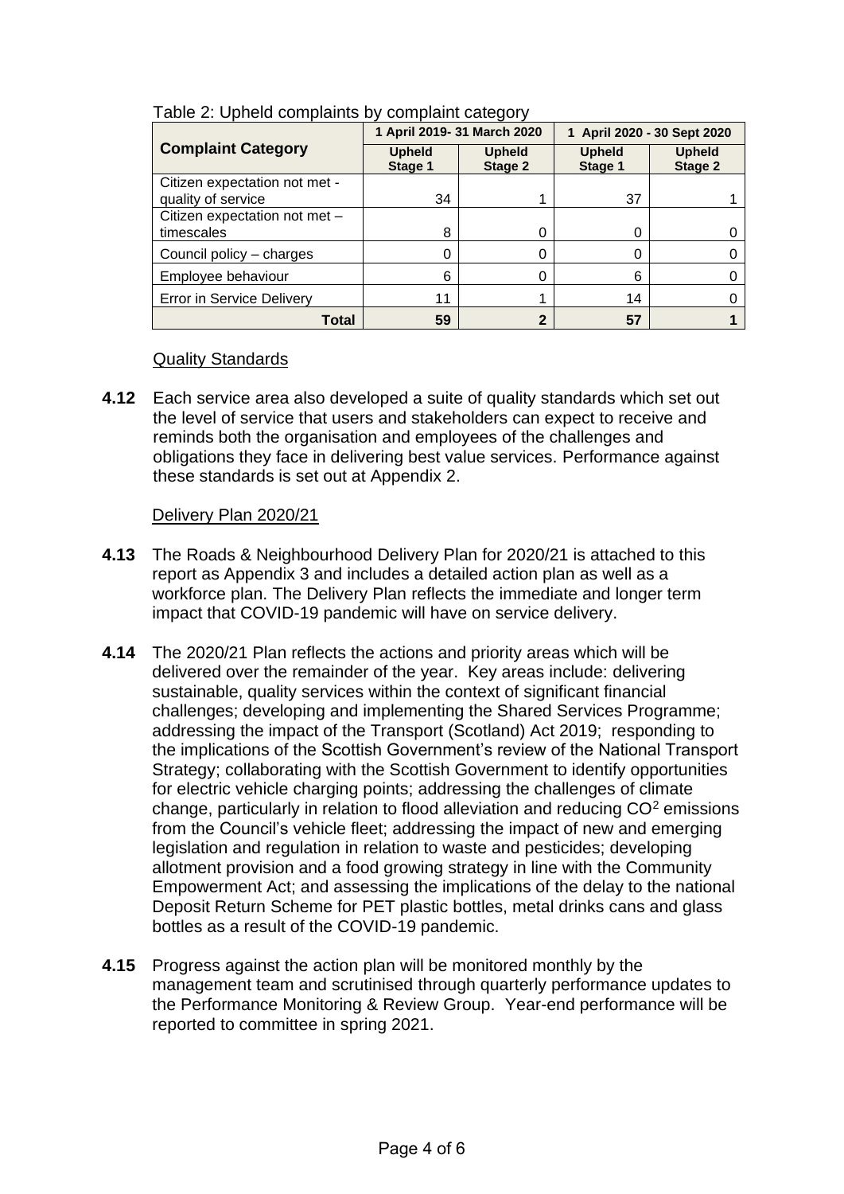Table 2: Upheld complaints by complaint category

| Complaint Category | 1 April 2019- 31 March 2020 | | 1 April 2020 - 30 Sept 2020 | |
|---|---|---|---|---|
| | Upheld Stage 1 | Upheld Stage 2 | Upheld Stage 1 | Upheld Stage 2 |
| Citizen expectation not met - quality of service | 34 | 1 | 37 | 1 |
| Citizen expectation not met – timescales | 8 | 0 | 0 | 0 |
| Council policy – charges | 0 | 0 | 0 | 0 |
| Employee behaviour | 6 | 0 | 6 | 0 |
| Error in Service Delivery | 11 | 1 | 14 | 0 |
| **Total** | **59** | **2** | **57** | **1** |

Quality Standards

**4.12** Each service area also developed a suite of quality standards which set out the level of service that users and stakeholders can expect to receive and reminds both the organisation and employees of the challenges and obligations they face in delivering best value services. Performance against these standards is set out at Appendix 2.

Delivery Plan 2020/21

**4.13** The Roads & Neighbourhood Delivery Plan for 2020/21 is attached to this report as Appendix 3 and includes a detailed action plan as well as a workforce plan. The Delivery Plan reflects the immediate and longer term impact that COVID-19 pandemic will have on service delivery.

**4.14** The 2020/21 Plan reflects the actions and priority areas which will be delivered over the remainder of the year. Key areas include: delivering sustainable, quality services within the context of significant financial challenges; developing and implementing the Shared Services Programme; addressing the impact of the Transport (Scotland) Act 2019; responding to the implications of the Scottish Government's review of the National Transport Strategy; collaborating with the Scottish Government to identify opportunities for electric vehicle charging points; addressing the challenges of climate change, particularly in relation to flood alleviation and reducing $CO^2$ emissions from the Council's vehicle fleet; addressing the impact of new and emerging legislation and regulation in relation to waste and pesticides; developing allotment provision and a food growing strategy in line with the Community Empowerment Act; and assessing the implications of the delay to the national Deposit Return Scheme for PET plastic bottles, metal drinks cans and glass bottles as a result of the COVID-19 pandemic.

**4.15** Progress against the action plan will be monitored monthly by the management team and scrutinised through quarterly performance updates to the Performance Monitoring & Review Group. Year-end performance will be reported to committee in spring 2021.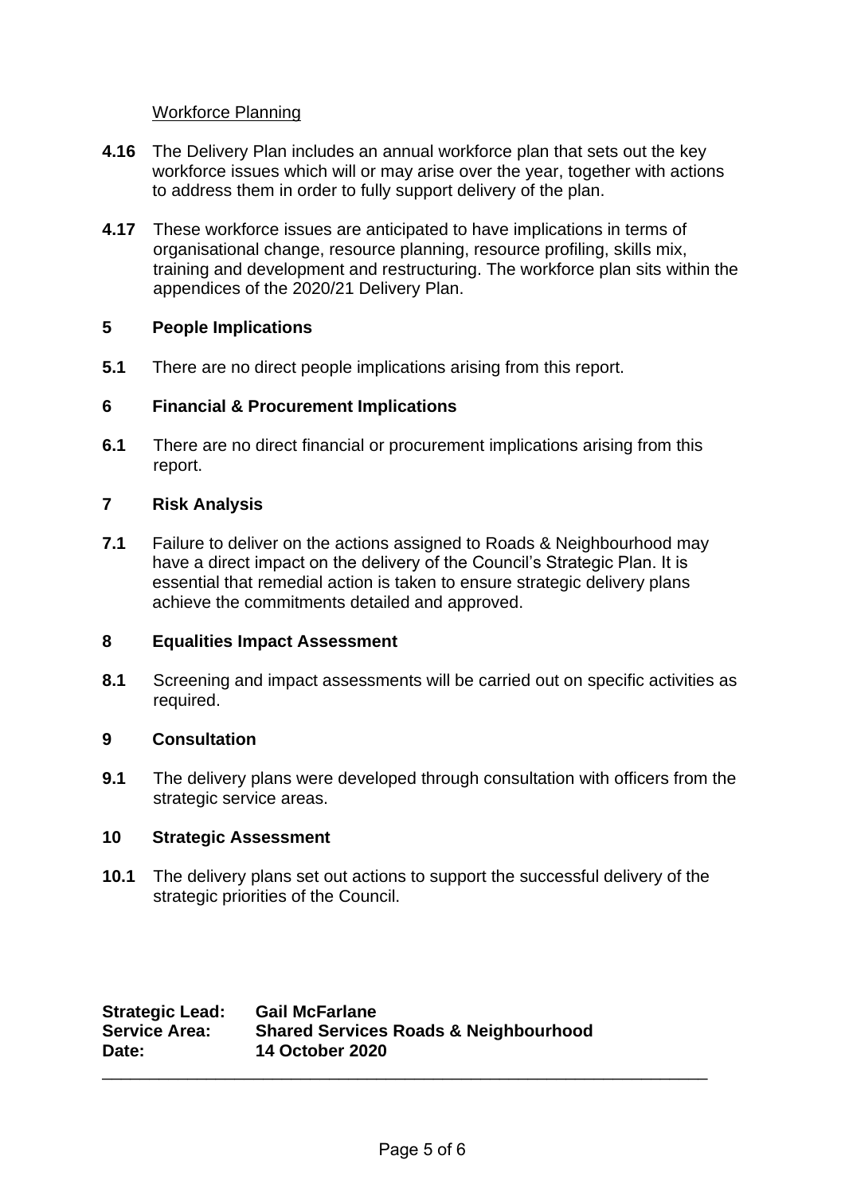Workforce Planning

**4.16** The Delivery Plan includes an annual workforce plan that sets out the key workforce issues which will or may arise over the year, together with actions to address them in order to fully support delivery of the plan.

**4.17** These workforce issues are anticipated to have implications in terms of organisational change, resource planning, resource profiling, skills mix, training and development and restructuring. The workforce plan sits within the appendices of the 2020/21 Delivery Plan.

## 5 People Implications

**5.1** There are no direct people implications arising from this report.

## 6 Financial & Procurement Implications

**6.1** There are no direct financial or procurement implications arising from this report.

## 7 Risk Analysis

**7.1** Failure to deliver on the actions assigned to Roads & Neighbourhood may have a direct impact on the delivery of the Council's Strategic Plan. It is essential that remedial action is taken to ensure strategic delivery plans achieve the commitments detailed and approved.

## 8 Equalities Impact Assessment

**8.1** Screening and impact assessments will be carried out on specific activities as required.

## 9 Consultation

**9.1** The delivery plans were developed through consultation with officers from the strategic service areas.

## 10 Strategic Assessment

**10.1** The delivery plans set out actions to support the successful delivery of the strategic priorities of the Council.

**Strategic Lead:** **Gail McFarlane**
**Service Area:** **Shared Services Roads & Neighbourhood**
**Date:** **14 October 2020**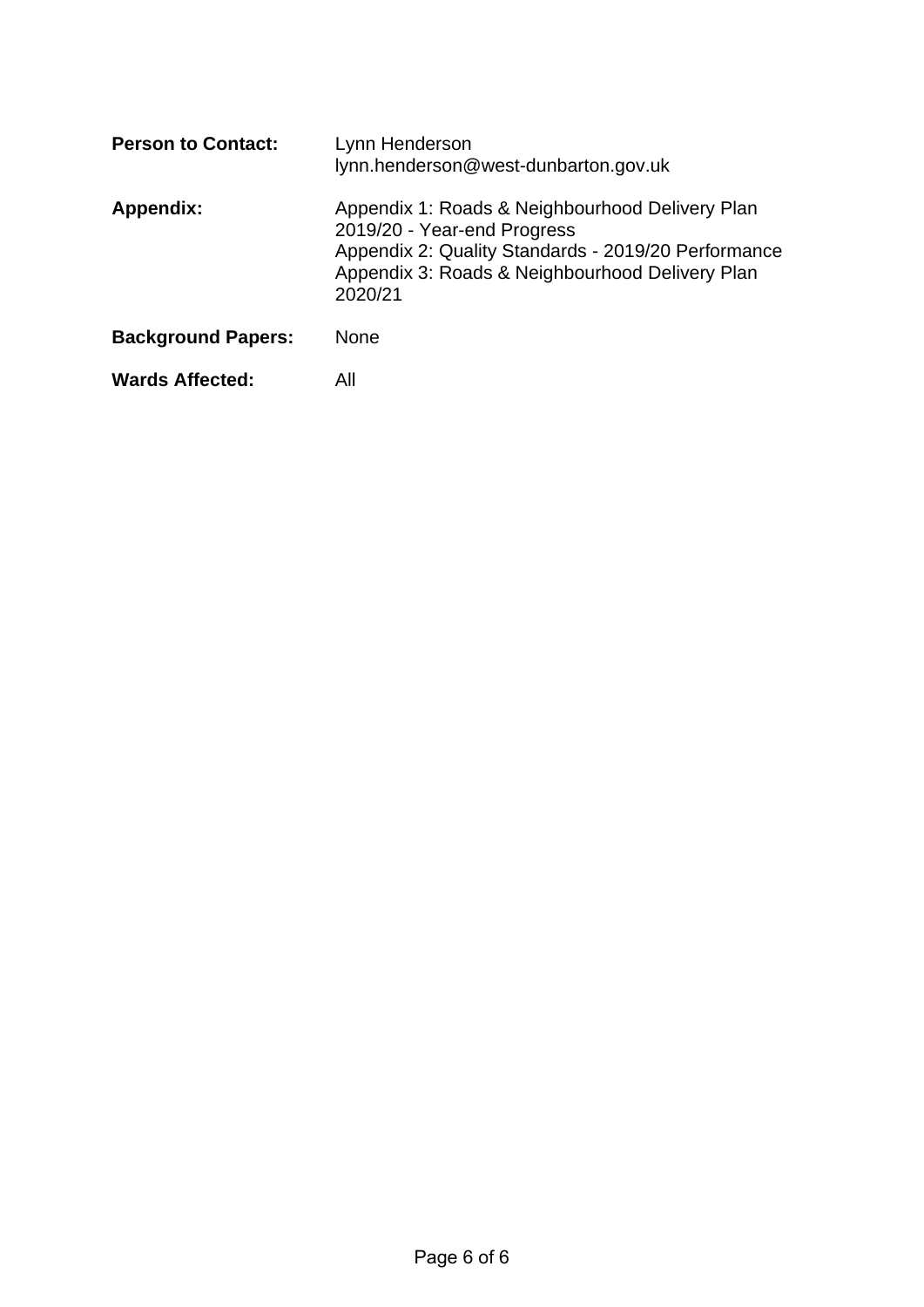**Person to Contact:** Lynn Henderson
lynn.henderson@west-dunbarton.gov.uk

**Appendix:** Appendix 1: Roads & Neighbourhood Delivery Plan 2019/20 - Year-end Progress
Appendix 2: Quality Standards - 2019/20 Performance
Appendix 3: Roads & Neighbourhood Delivery Plan 2020/21

**Background Papers:** None

**Wards Affected:** All